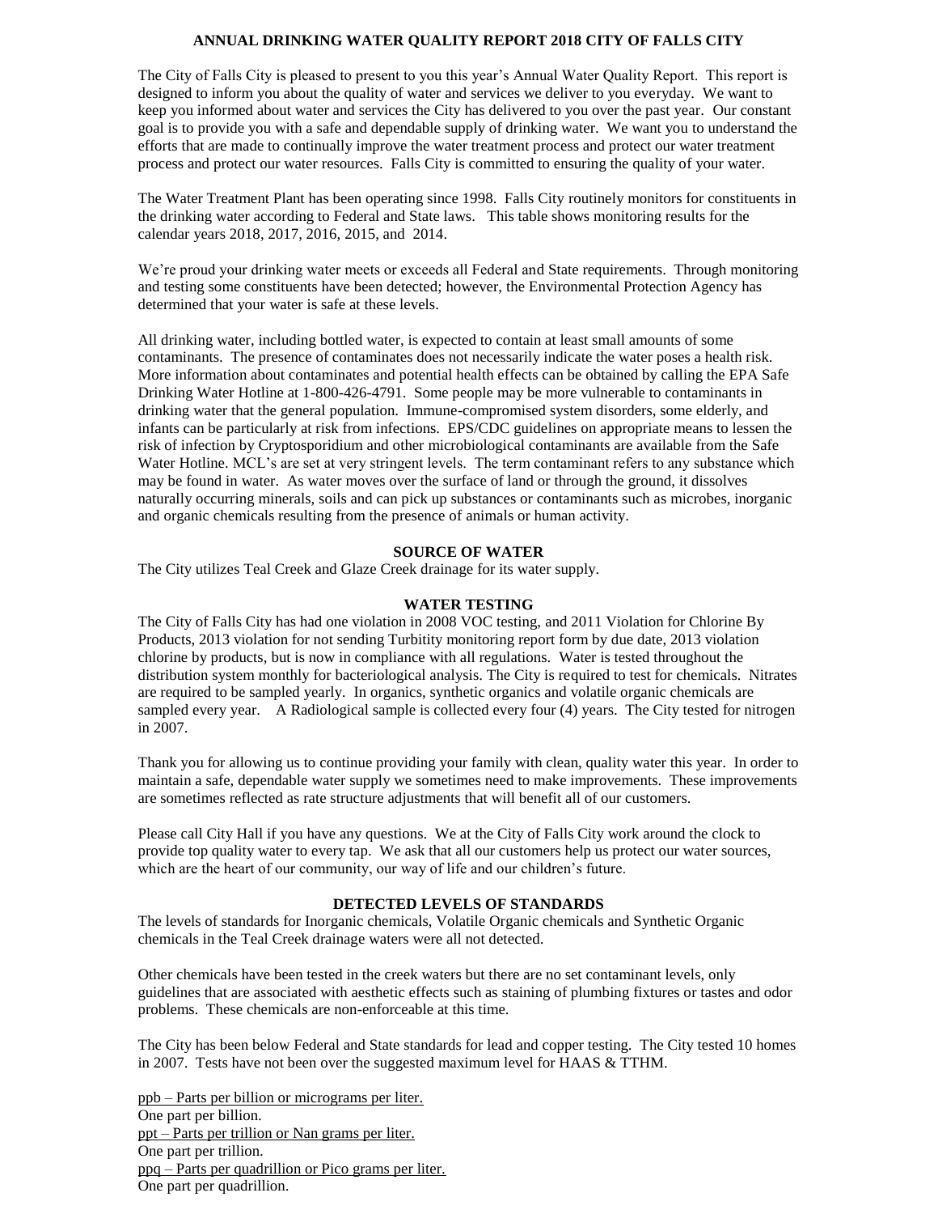# ANNUAL DRINKING WATER QUALITY REPORT 2018 CITY OF FALLS CITY

The City of Falls City is pleased to present to you this year's Annual Water Quality Report. This report is designed to inform you about the quality of water and services we deliver to you everyday. We want to keep you informed about water and services the City has delivered to you over the past year. Our constant goal is to provide you with a safe and dependable supply of drinking water. We want you to understand the efforts that are made to continually improve the water treatment process and protect our water treatment process and protect our water resources. Falls City is committed to ensuring the quality of your water.

The Water Treatment Plant has been operating since 1998. Falls City routinely monitors for constituents in the drinking water according to Federal and State laws. This table shows monitoring results for the calendar years 2018, 2017, 2016, 2015, and 2014.

We're proud your drinking water meets or exceeds all Federal and State requirements. Through monitoring and testing some constituents have been detected; however, the Environmental Protection Agency has determined that your water is safe at these levels.

All drinking water, including bottled water, is expected to contain at least small amounts of some contaminants. The presence of contaminates does not necessarily indicate the water poses a health risk. More information about contaminates and potential health effects can be obtained by calling the EPA Safe Drinking Water Hotline at 1-800-426-4791. Some people may be more vulnerable to contaminants in drinking water that the general population. Immune-compromised system disorders, some elderly, and infants can be particularly at risk from infections. EPS/CDC guidelines on appropriate means to lessen the risk of infection by Cryptosporidium and other microbiological contaminants are available from the Safe Water Hotline. MCL's are set at very stringent levels. The term contaminant refers to any substance which may be found in water. As water moves over the surface of land or through the ground, it dissolves naturally occurring minerals, soils and can pick up substances or contaminants such as microbes, inorganic and organic chemicals resulting from the presence of animals or human activity.

## SOURCE OF WATER

The City utilizes Teal Creek and Glaze Creek drainage for its water supply.

## WATER TESTING

The City of Falls City has had one violation in 2008 VOC testing, and 2011 Violation for Chlorine By Products, 2013 violation for not sending Turbitity monitoring report form by due date, 2013 violation chlorine by products, but is now in compliance with all regulations. Water is tested throughout the distribution system monthly for bacteriological analysis. The City is required to test for chemicals. Nitrates are required to be sampled yearly. In organics, synthetic organics and volatile organic chemicals are sampled every year. A Radiological sample is collected every four (4) years. The City tested for nitrogen in 2007.

Thank you for allowing us to continue providing your family with clean, quality water this year. In order to maintain a safe, dependable water supply we sometimes need to make improvements. These improvements are sometimes reflected as rate structure adjustments that will benefit all of our customers.

Please call City Hall if you have any questions. We at the City of Falls City work around the clock to provide top quality water to every tap. We ask that all our customers help us protect our water sources, which are the heart of our community, our way of life and our children's future.

## DETECTED LEVELS OF STANDARDS

The levels of standards for Inorganic chemicals, Volatile Organic chemicals and Synthetic Organic chemicals in the Teal Creek drainage waters were all not detected.

Other chemicals have been tested in the creek waters but there are no set contaminant levels, only guidelines that are associated with aesthetic effects such as staining of plumbing fixtures or tastes and odor problems. These chemicals are non-enforceable at this time.

The City has been below Federal and State standards for lead and copper testing. The City tested 10 homes in 2007. Tests have not been over the suggested maximum level for HAAS & TTHM.

<u>ppb – Parts per billion or micrograms per liter.</u>
One part per billion.
<u>ppt – Parts per trillion or Nan grams per liter.</u>
One part per trillion.
<u>ppq – Parts per quadrillion or Pico grams per liter.</u>
One part per quadrillion.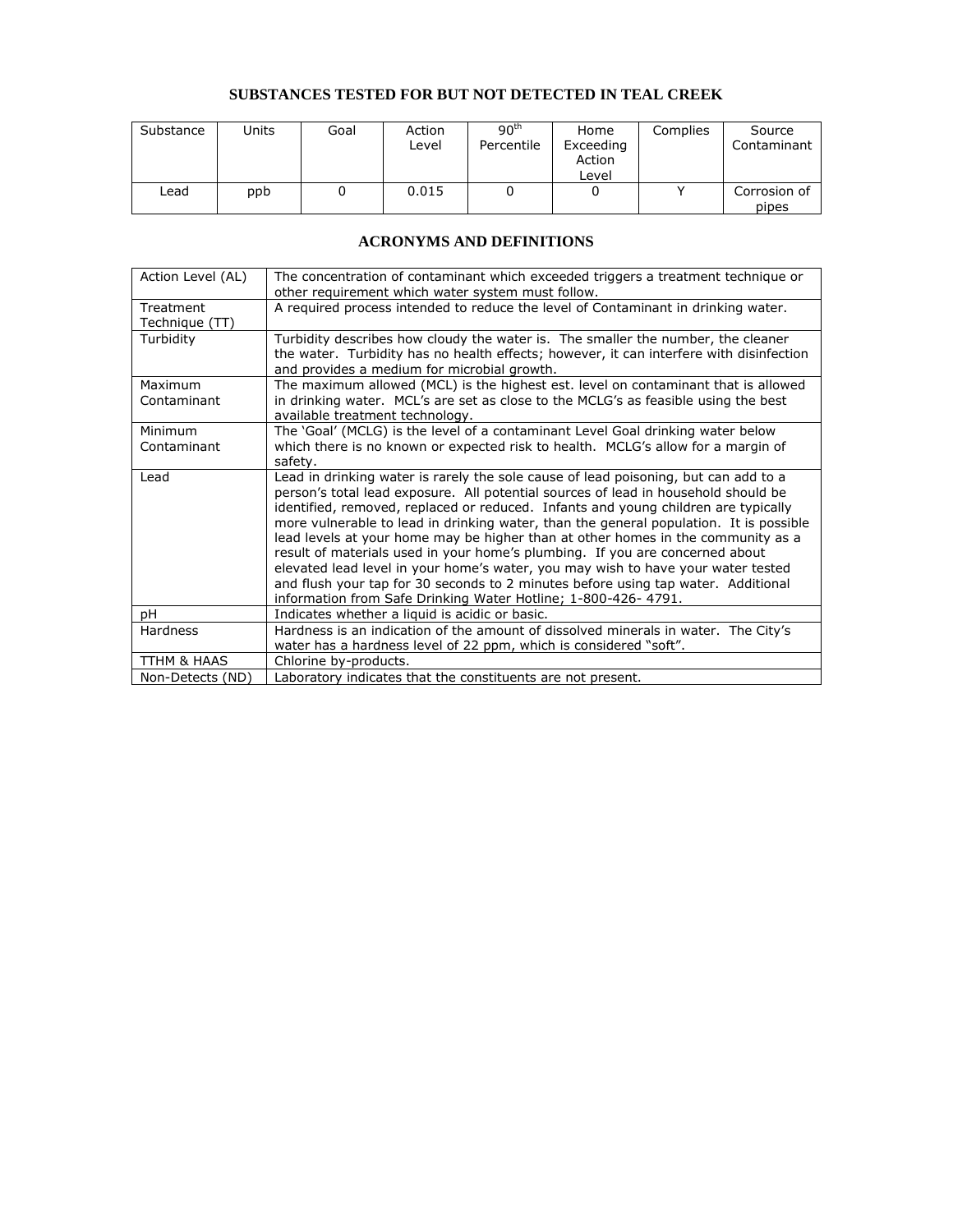## SUBSTANCES TESTED FOR BUT NOT DETECTED IN TEAL CREEK

| Substance | Units | Goal | Action Level | 90[th] Percentile | Home Exceeding Action Level | Complies | Source Contaminant |
|---|---|---|---|---|---|---|---|
| Lead | ppb | 0 | 0.015 | 0 | 0 | Y | Corrosion of pipes |

## ACRONYMS AND DEFINITIONS

| | |
|---|---|
| Action Level (AL) | The concentration of contaminant which exceeded triggers a treatment technique or other requirement which water system must follow. |
| Treatment Technique (TT) | A required process intended to reduce the level of Contaminant in drinking water. |
| Turbidity | Turbidity describes how cloudy the water is. The smaller the number, the cleaner the water. Turbidity has no health effects; however, it can interfere with disinfection and provides a medium for microbial growth. |
| Maximum Contaminant | The maximum allowed (MCL) is the highest est. level on contaminant that is allowed in drinking water. MCL's are set as close to the MCLG's as feasible using the best available treatment technology. |
| Minimum Contaminant | The 'Goal' (MCLG) is the level of a contaminant Level Goal drinking water below which there is no known or expected risk to health. MCLG's allow for a margin of safety. |
| Lead | Lead in drinking water is rarely the sole cause of lead poisoning, but can add to a person's total lead exposure. All potential sources of lead in household should be identified, removed, replaced or reduced. Infants and young children are typically more vulnerable to lead in drinking water, than the general population. It is possible lead levels at your home may be higher than at other homes in the community as a result of materials used in your home's plumbing. If you are concerned about elevated lead level in your home's water, you may wish to have your water tested and flush your tap for 30 seconds to 2 minutes before using tap water. Additional information from Safe Drinking Water Hotline; 1-800-426- 4791. |
| pH | Indicates whether a liquid is acidic or basic. |
| Hardness | Hardness is an indication of the amount of dissolved minerals in water. The City's water has a hardness level of 22 ppm, which is considered "soft". |
| TTHM & HAAS | Chlorine by-products. |
| Non-Detects (ND) | Laboratory indicates that the constituents are not present. |